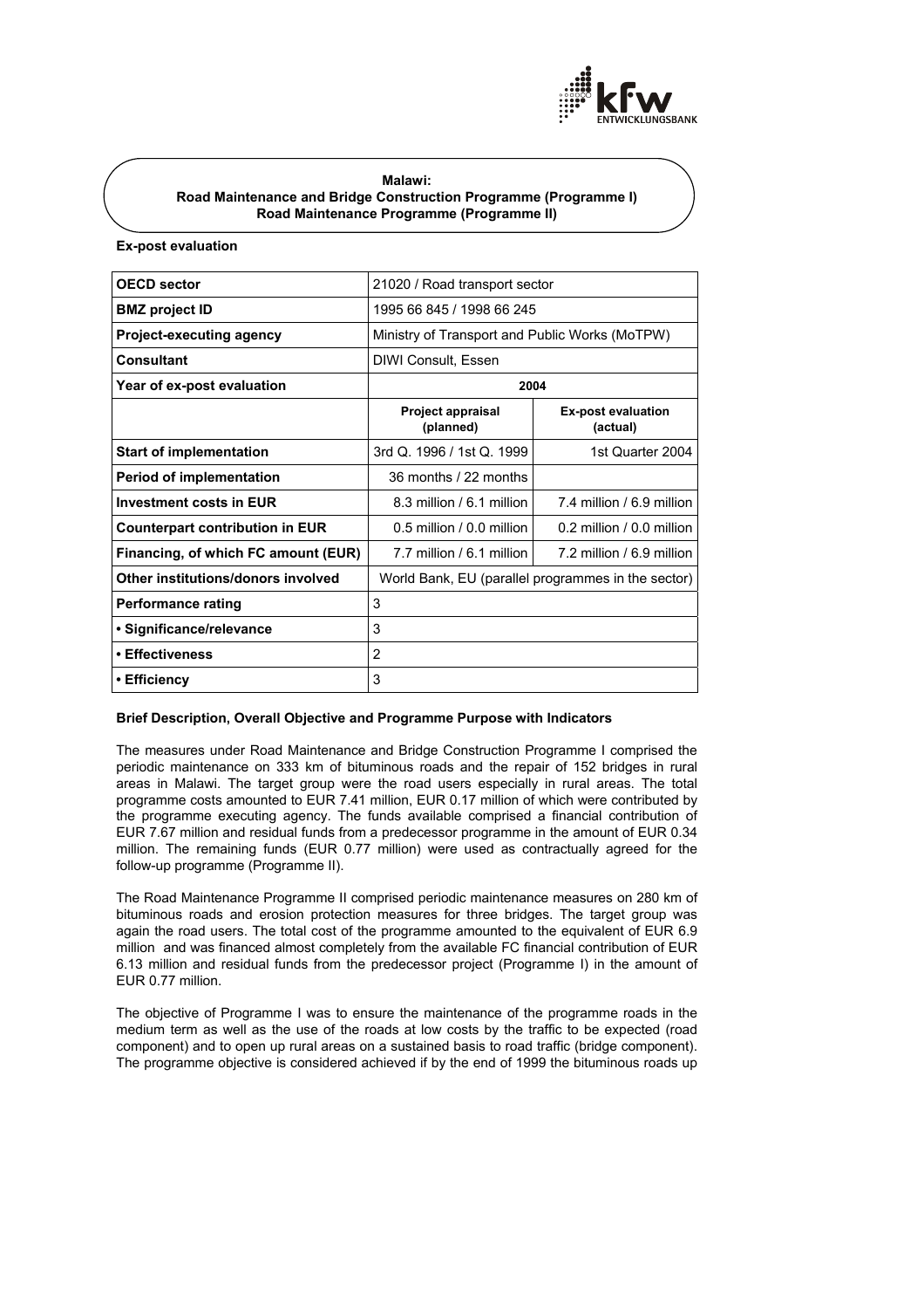**Malawi:**
**Road Maintenance and Bridge Construction Programme (Programme I)**
**Road Maintenance Programme (Programme II)**

**Ex-post evaluation**

| **OECD sector** | 21020 / Road transport sector | |
|---|---|---|
| **BMZ project ID** | 1995 66 845 / 1998 66 245 | |
| **Project-executing agency** | Ministry of Transport and Public Works (MoTPW) | |
| **Consultant** | DIWI Consult, Essen | |
| **Year of ex-post evaluation** | **2004** | |
| | **Project appraisal (planned)** | **Ex-post evaluation (actual)** |
| **Start of implementation** | 3rd Q. 1996 / 1st Q. 1999 | 1st Quarter 2004 |
| **Period of implementation** | 36 months / 22 months | |
| **Investment costs in EUR** | 8.3 million / 6.1 million | 7.4 million / 6.9 million |
| **Counterpart contribution in EUR** | 0.5 million / 0.0 million | 0.2 million / 0.0 million |
| **Financing, of which FC amount (EUR)** | 7.7 million / 6.1 million | 7.2 million / 6.9 million |
| **Other institutions/donors involved** | World Bank, EU (parallel programmes in the sector) | |
| **Performance rating** | 3 | |
| **• Significance/relevance** | 3 | |
| **• Effectiveness** | 2 | |
| **• Efficiency** | 3 | |

**Brief Description, Overall Objective and Programme Purpose with Indicators**

The measures under Road Maintenance and Bridge Construction Programme I comprised the periodic maintenance on 333 km of bituminous roads and the repair of 152 bridges in rural areas in Malawi. The target group were the road users especially in rural areas. The total programme costs amounted to EUR 7.41 million, EUR 0.17 million of which were contributed by the programme executing agency. The funds available comprised a financial contribution of EUR 7.67 million and residual funds from a predecessor programme in the amount of EUR 0.34 million. The remaining funds (EUR 0.77 million) were used as contractually agreed for the follow-up programme (Programme II).

The Road Maintenance Programme II comprised periodic maintenance measures on 280 km of bituminous roads and erosion protection measures for three bridges. The target group was again the road users. The total cost of the programme amounted to the equivalent of EUR 6.9 million and was financed almost completely from the available FC financial contribution of EUR 6.13 million and residual funds from the predecessor project (Programme I) in the amount of EUR 0.77 million.

The objective of Programme I was to ensure the maintenance of the programme roads in the medium term as well as the use of the roads at low costs by the traffic to be expected (road component) and to open up rural areas on a sustained basis to road traffic (bridge component). The programme objective is considered achieved if by the end of 1999 the bituminous roads up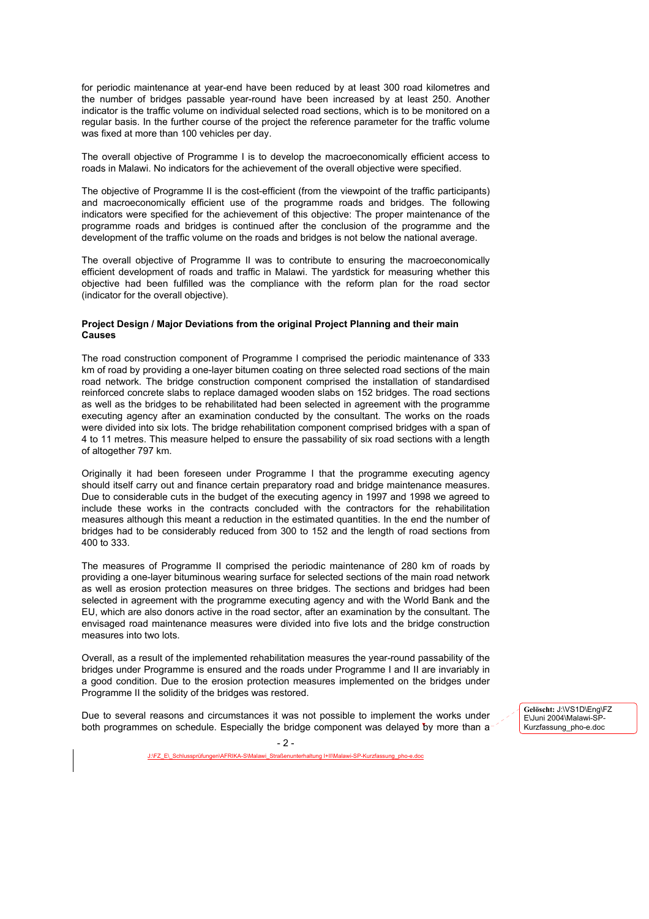for periodic maintenance at year-end have been reduced by at least 300 road kilometres and the number of bridges passable year-round have been increased by at least 250. Another indicator is the traffic volume on individual selected road sections, which is to be monitored on a regular basis. In the further course of the project the reference parameter for the traffic volume was fixed at more than 100 vehicles per day.

The overall objective of Programme I is to develop the macroeconomically efficient access to roads in Malawi. No indicators for the achievement of the overall objective were specified.

The objective of Programme II is the cost-efficient (from the viewpoint of the traffic participants) and macroeconomically efficient use of the programme roads and bridges. The following indicators were specified for the achievement of this objective: The proper maintenance of the programme roads and bridges is continued after the conclusion of the programme and the development of the traffic volume on the roads and bridges is not below the national average.

The overall objective of Programme II was to contribute to ensuring the macroeconomically efficient development of roads and traffic in Malawi. The yardstick for measuring whether this objective had been fulfilled was the compliance with the reform plan for the road sector (indicator for the overall objective).

**Project Design / Major Deviations from the original Project Planning and their main Causes**

The road construction component of Programme I comprised the periodic maintenance of 333 km of road by providing a one-layer bitumen coating on three selected road sections of the main road network. The bridge construction component comprised the installation of standardised reinforced concrete slabs to replace damaged wooden slabs on 152 bridges. The road sections as well as the bridges to be rehabilitated had been selected in agreement with the programme executing agency after an examination conducted by the consultant. The works on the roads were divided into six lots. The bridge rehabilitation component comprised bridges with a span of 4 to 11 metres. This measure helped to ensure the passability of six road sections with a length of altogether 797 km.

Originally it had been foreseen under Programme I that the programme executing agency should itself carry out and finance certain preparatory road and bridge maintenance measures. Due to considerable cuts in the budget of the executing agency in 1997 and 1998 we agreed to include these works in the contracts concluded with the contractors for the rehabilitation measures although this meant a reduction in the estimated quantities. In the end the number of bridges had to be considerably reduced from 300 to 152 and the length of road sections from 400 to 333.

The measures of Programme II comprised the periodic maintenance of 280 km of roads by providing a one-layer bituminous wearing surface for selected sections of the main road network as well as erosion protection measures on three bridges. The sections and bridges had been selected in agreement with the programme executing agency and with the World Bank and the EU, which are also donors active in the road sector, after an examination by the consultant. The envisaged road maintenance measures were divided into five lots and the bridge construction measures into two lots.

Overall, as a result of the implemented rehabilitation measures the year-round passability of the bridges under Programme is ensured and the roads under Programme I and II are invariably in a good condition. Due to the erosion protection measures implemented on the bridges under Programme II the solidity of the bridges was restored.

Due to several reasons and circumstances it was not possible to implement the works under both programmes on schedule. Especially the bridge component was delayed by more than a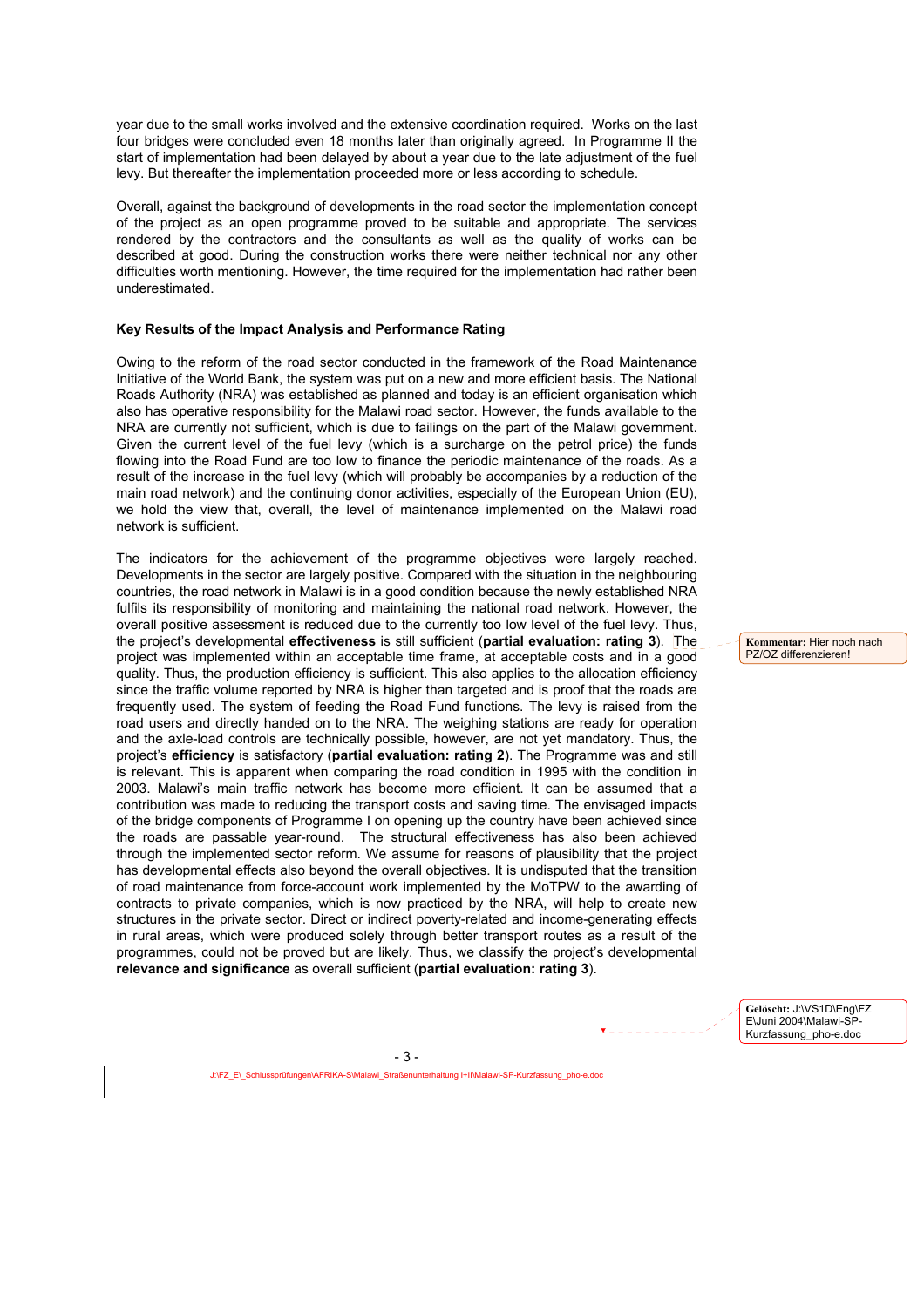year due to the small works involved and the extensive coordination required. Works on the last four bridges were concluded even 18 months later than originally agreed. In Programme II the start of implementation had been delayed by about a year due to the late adjustment of the fuel levy. But thereafter the implementation proceeded more or less according to schedule.

Overall, against the background of developments in the road sector the implementation concept of the project as an open programme proved to be suitable and appropriate. The services rendered by the contractors and the consultants as well as the quality of works can be described at good. During the construction works there were neither technical nor any other difficulties worth mentioning. However, the time required for the implementation had rather been underestimated.

**Key Results of the Impact Analysis and Performance Rating**

Owing to the reform of the road sector conducted in the framework of the Road Maintenance Initiative of the World Bank, the system was put on a new and more efficient basis. The National Roads Authority (NRA) was established as planned and today is an efficient organisation which also has operative responsibility for the Malawi road sector. However, the funds available to the NRA are currently not sufficient, which is due to failings on the part of the Malawi government. Given the current level of the fuel levy (which is a surcharge on the petrol price) the funds flowing into the Road Fund are too low to finance the periodic maintenance of the roads. As a result of the increase in the fuel levy (which will probably be accompanies by a reduction of the main road network) and the continuing donor activities, especially of the European Union (EU), we hold the view that, overall, the level of maintenance implemented on the Malawi road network is sufficient.

The indicators for the achievement of the programme objectives were largely reached. Developments in the sector are largely positive. Compared with the situation in the neighbouring countries, the road network in Malawi is in a good condition because the newly established NRA fulfils its responsibility of monitoring and maintaining the national road network. However, the overall positive assessment is reduced due to the currently too low level of the fuel levy. Thus, the project's developmental **effectiveness** is still sufficient (**partial evaluation: rating 3**). The project was implemented within an acceptable time frame, at acceptable costs and in a good quality. Thus, the production efficiency is sufficient. This also applies to the allocation efficiency since the traffic volume reported by NRA is higher than targeted and is proof that the roads are frequently used. The system of feeding the Road Fund functions. The levy is raised from the road users and directly handed on to the NRA. The weighing stations are ready for operation and the axle-load controls are technically possible, however, are not yet mandatory. Thus, the project's **efficiency** is satisfactory (**partial evaluation: rating 2**). The Programme was and still is relevant. This is apparent when comparing the road condition in 1995 with the condition in 2003. Malawi's main traffic network has become more efficient. It can be assumed that a contribution was made to reducing the transport costs and saving time. The envisaged impacts of the bridge components of Programme I on opening up the country have been achieved since the roads are passable year-round. The structural effectiveness has also been achieved through the implemented sector reform. We assume for reasons of plausibility that the project has developmental effects also beyond the overall objectives. It is undisputed that the transition of road maintenance from force-account work implemented by the MoTPW to the awarding of contracts to private companies, which is now practiced by the NRA, will help to create new structures in the private sector. Direct or indirect poverty-related and income-generating effects in rural areas, which were produced solely through better transport routes as a result of the programmes, could not be proved but are likely. Thus, we classify the project's developmental **relevance and significance** as overall sufficient (**partial evaluation: rating 3**).

Kommentar: Hier noch nach PZ/OZ differenzieren!

Gelöscht: J:\VS1D\Eng\FZ E\Juni 2004\Malawi-SP-Kurzfassung_pho-e.doc

J:\FZ_E\_Schlussprüfungen\AFRIKA-S\Malawi_Straßenunterhaltung I+II\Malawi-SP-Kurzfassung_pho-e.doc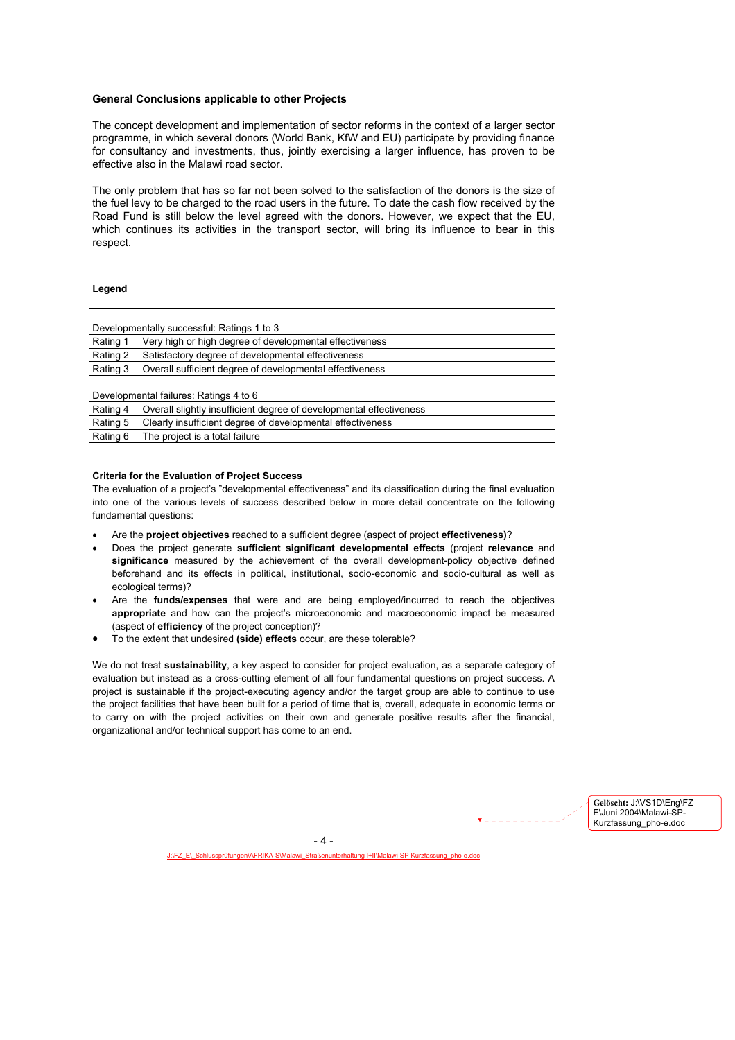**General Conclusions applicable to other Projects**

The concept development and implementation of sector reforms in the context of a larger sector programme, in which several donors (World Bank, KfW and EU) participate by providing finance for consultancy and investments, thus, jointly exercising a larger influence, has proven to be effective also in the Malawi road sector.

The only problem that has so far not been solved to the satisfaction of the donors is the size of the fuel levy to be charged to the road users in the future. To date the cash flow received by the Road Fund is still below the level agreed with the donors. However, we expect that the EU, which continues its activities in the transport sector, will bring its influence to bear in this respect.

**Legend**

| | |
|---|---|
| Developmentally successful: Ratings 1 to 3 | |
| Rating 1 | Very high or high degree of developmental effectiveness |
| Rating 2 | Satisfactory degree of developmental effectiveness |
| Rating 3 | Overall sufficient degree of developmental effectiveness |
| Developmental failures: Ratings 4 to 6 | |
| Rating 4 | Overall slightly insufficient degree of developmental effectiveness |
| Rating 5 | Clearly insufficient degree of developmental effectiveness |
| Rating 6 | The project is a total failure |

**Criteria for the Evaluation of Project Success**

The evaluation of a project's "developmental effectiveness" and its classification during the final evaluation into one of the various levels of success described below in more detail concentrate on the following fundamental questions:

- Are the **project objectives** reached to a sufficient degree (aspect of project **effectiveness)**?
- Does the project generate **sufficient significant developmental effects** (project **relevance** and **significance** measured by the achievement of the overall development-policy objective defined beforehand and its effects in political, institutional, socio-economic and socio-cultural as well as ecological terms)?
- Are the **funds/expenses** that were and are being employed/incurred to reach the objectives **appropriate** and how can the project's microeconomic and macroeconomic impact be measured (aspect of **efficiency** of the project conception)?
- To the extent that undesired **(side) effects** occur, are these tolerable?

We do not treat **sustainability**, a key aspect to consider for project evaluation, as a separate category of evaluation but instead as a cross-cutting element of all four fundamental questions on project success. A project is sustainable if the project-executing agency and/or the target group are able to continue to use the project facilities that have been built for a period of time that is, overall, adequate in economic terms or to carry on with the project activities on their own and generate positive results after the financial, organizational and/or technical support has come to an end.